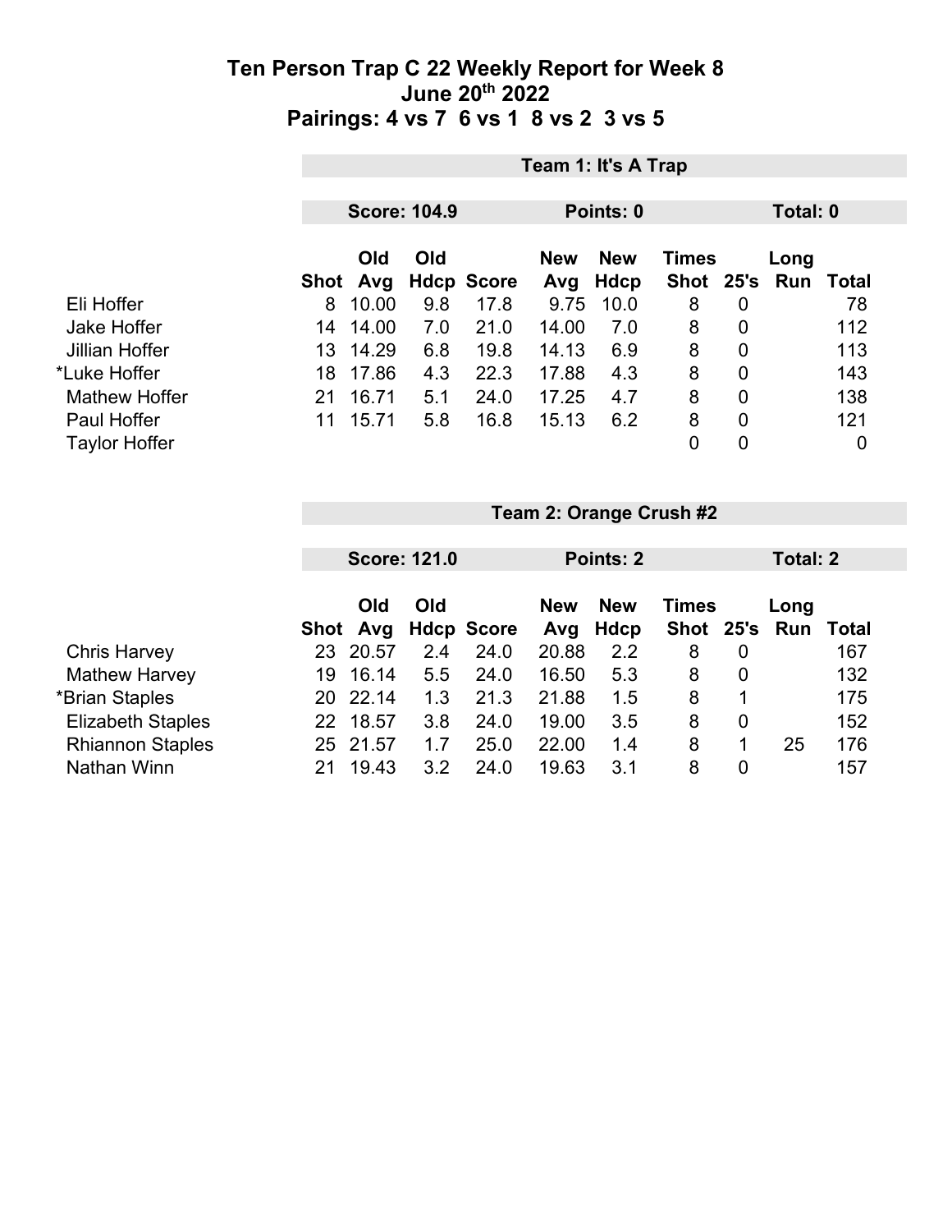# Ten Person Trap C 22 Weekly Report for Week 8
## June 20th 2022
## Pairings: 4 vs 7 6 vs 1 8 vs 2 3 vs 5

**Team 1: It's A Trap**

**Score: 104.9** | **Points: 0** | **Total: 0**

| | Shot | Old Avg | Old Hdcp | Score | New Avg | New Hdcp | Times Shot | 25's | Long Run | Total |
|---|---|---|---|---|---|---|---|---|---|---|
| Eli Hoffer | 8 | 10.00 | 9.8 | 17.8 | 9.75 | 10.0 | 8 | 0 | | 78 |
| Jake Hoffer | 14 | 14.00 | 7.0 | 21.0 | 14.00 | 7.0 | 8 | 0 | | 112 |
| Jillian Hoffer | 13 | 14.29 | 6.8 | 19.8 | 14.13 | 6.9 | 8 | 0 | | 113 |
| *Luke Hoffer | 18 | 17.86 | 4.3 | 22.3 | 17.88 | 4.3 | 8 | 0 | | 143 |
| Mathew Hoffer | 21 | 16.71 | 5.1 | 24.0 | 17.25 | 4.7 | 8 | 0 | | 138 |
| Paul Hoffer | 11 | 15.71 | 5.8 | 16.8 | 15.13 | 6.2 | 8 | 0 | | 121 |
| Taylor Hoffer | | | | | | | 0 | 0 | | 0 |

**Team 2: Orange Crush #2**

**Score: 121.0** | **Points: 2** | **Total: 2**

| | Shot | Old Avg | Old Hdcp | Score | New Avg | New Hdcp | Times Shot | 25's | Long Run | Total |
|---|---|---|---|---|---|---|---|---|---|---|
| Chris Harvey | 23 | 20.57 | 2.4 | 24.0 | 20.88 | 2.2 | 8 | 0 | | 167 |
| Mathew Harvey | 19 | 16.14 | 5.5 | 24.0 | 16.50 | 5.3 | 8 | 0 | | 132 |
| *Brian Staples | 20 | 22.14 | 1.3 | 21.3 | 21.88 | 1.5 | 8 | 1 | | 175 |
| Elizabeth Staples | 22 | 18.57 | 3.8 | 24.0 | 19.00 | 3.5 | 8 | 0 | | 152 |
| Rhiannon Staples | 25 | 21.57 | 1.7 | 25.0 | 22.00 | 1.4 | 8 | 1 | 25 | 176 |
| Nathan Winn | 21 | 19.43 | 3.2 | 24.0 | 19.63 | 3.1 | 8 | 0 | | 157 |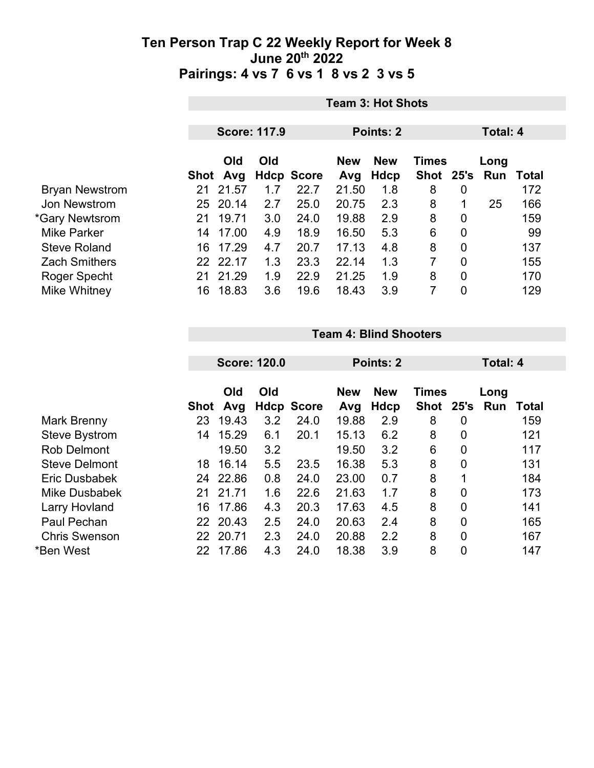# Ten Person Trap C 22 Weekly Report for Week 8
## June 20th 2022
## Pairings: 4 vs 7 6 vs 1 8 vs 2 3 vs 5

| | Team 3: Hot Shots | | | | | | | | | |
|---|---|---|---|---|---|---|---|---|---|---|
| | Score: 117.9 | | | | Points: 2 | | | Total: 4 | | |
| | Shot | Old Avg | Old Hdcp | Score | New Avg | New Hdcp | Times Shot | 25's | Long Run | Total |
| Bryan Newstrom | 21 | 21.57 | 1.7 | 22.7 | 21.50 | 1.8 | 8 | 0 | | 172 |
| Jon Newstrom | 25 | 20.14 | 2.7 | 25.0 | 20.75 | 2.3 | 8 | 1 | 25 | 166 |
| *Gary Newtsrom | 21 | 19.71 | 3.0 | 24.0 | 19.88 | 2.9 | 8 | 0 | | 159 |
| Mike Parker | 14 | 17.00 | 4.9 | 18.9 | 16.50 | 5.3 | 6 | 0 | | 99 |
| Steve Roland | 16 | 17.29 | 4.7 | 20.7 | 17.13 | 4.8 | 8 | 0 | | 137 |
| Zach Smithers | 22 | 22.17 | 1.3 | 23.3 | 22.14 | 1.3 | 7 | 0 | | 155 |
| Roger Specht | 21 | 21.29 | 1.9 | 22.9 | 21.25 | 1.9 | 8 | 0 | | 170 |
| Mike Whitney | 16 | 18.83 | 3.6 | 19.6 | 18.43 | 3.9 | 7 | 0 | | 129 |

| | Team 4: Blind Shooters | | | | | | | | | |
|---|---|---|---|---|---|---|---|---|---|---|
| | Score: 120.0 | | | | Points: 2 | | | Total: 4 | | |
| | Shot | Old Avg | Old Hdcp | Score | New Avg | New Hdcp | Times Shot | 25's | Long Run | Total |
| Mark Brenny | 23 | 19.43 | 3.2 | 24.0 | 19.88 | 2.9 | 8 | 0 | | 159 |
| Steve Bystrom | 14 | 15.29 | 6.1 | 20.1 | 15.13 | 6.2 | 8 | 0 | | 121 |
| Rob Delmont | | 19.50 | 3.2 | | 19.50 | 3.2 | 6 | 0 | | 117 |
| Steve Delmont | 18 | 16.14 | 5.5 | 23.5 | 16.38 | 5.3 | 8 | 0 | | 131 |
| Eric Dusbabek | 24 | 22.86 | 0.8 | 24.0 | 23.00 | 0.7 | 8 | 1 | | 184 |
| Mike Dusbabek | 21 | 21.71 | 1.6 | 22.6 | 21.63 | 1.7 | 8 | 0 | | 173 |
| Larry Hovland | 16 | 17.86 | 4.3 | 20.3 | 17.63 | 4.5 | 8 | 0 | | 141 |
| Paul Pechan | 22 | 20.43 | 2.5 | 24.0 | 20.63 | 2.4 | 8 | 0 | | 165 |
| Chris Swenson | 22 | 20.71 | 2.3 | 24.0 | 20.88 | 2.2 | 8 | 0 | | 167 |
| *Ben West | 22 | 17.86 | 4.3 | 24.0 | 18.38 | 3.9 | 8 | 0 | | 147 |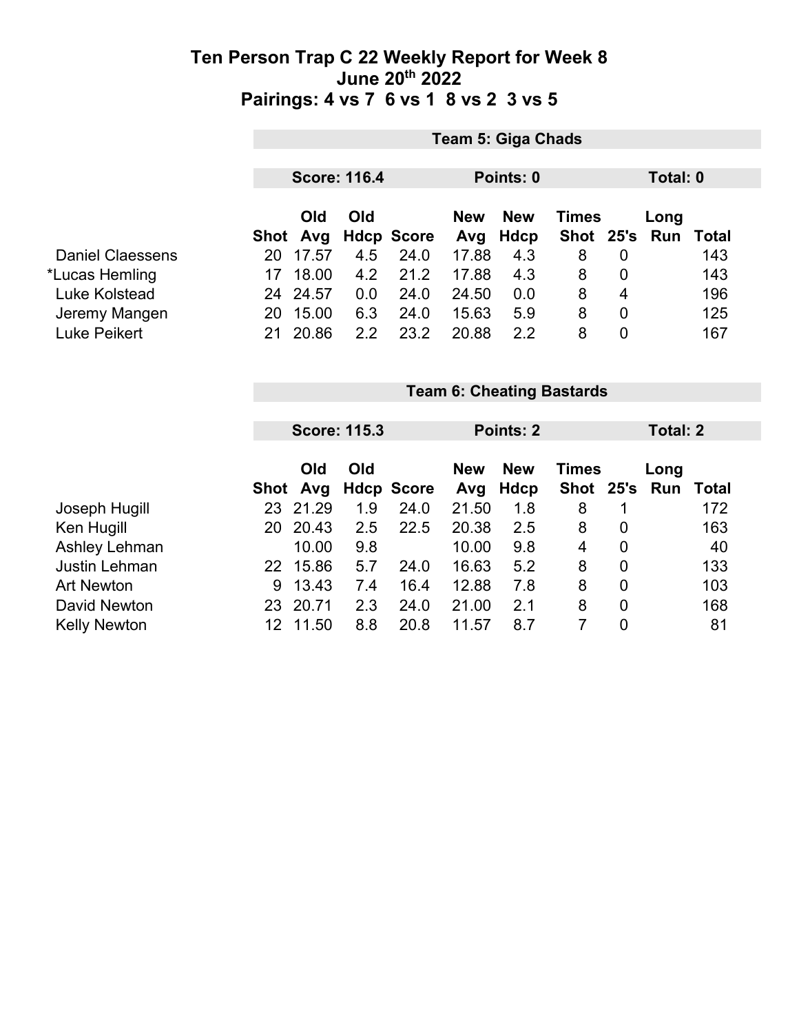# Ten Person Trap C 22 Weekly Report for Week 8
## June 20th 2022
## Pairings: 4 vs 7 6 vs 1 8 vs 2 3 vs 5

### Team 5: Giga Chads

**Score: 116.4** | **Points: 0** | **Total: 0**

| | Shot | Old Avg | Old Hdcp | Score | New Avg | New Hdcp | Times Shot | 25's | Long Run | Total |
|---|---|---|---|---|---|---|---|---|---|---|
| Daniel Claessens | 20 | 17.57 | 4.5 | 24.0 | 17.88 | 4.3 | 8 | 0 | | 143 |
| *Lucas Hemling | 17 | 18.00 | 4.2 | 21.2 | 17.88 | 4.3 | 8 | 0 | | 143 |
| Luke Kolstead | 24 | 24.57 | 0.0 | 24.0 | 24.50 | 0.0 | 8 | 4 | | 196 |
| Jeremy Mangen | 20 | 15.00 | 6.3 | 24.0 | 15.63 | 5.9 | 8 | 0 | | 125 |
| Luke Peikert | 21 | 20.86 | 2.2 | 23.2 | 20.88 | 2.2 | 8 | 0 | | 167 |

### Team 6: Cheating Bastards

**Score: 115.3** | **Points: 2** | **Total: 2**

| | Shot | Old Avg | Old Hdcp | Score | New Avg | New Hdcp | Times Shot | 25's | Long Run | Total |
|---|---|---|---|---|---|---|---|---|---|---|
| Joseph Hugill | 23 | 21.29 | 1.9 | 24.0 | 21.50 | 1.8 | 8 | 1 | | 172 |
| Ken Hugill | 20 | 20.43 | 2.5 | 22.5 | 20.38 | 2.5 | 8 | 0 | | 163 |
| Ashley Lehman | | 10.00 | 9.8 | | 10.00 | 9.8 | 4 | 0 | | 40 |
| Justin Lehman | 22 | 15.86 | 5.7 | 24.0 | 16.63 | 5.2 | 8 | 0 | | 133 |
| Art Newton | 9 | 13.43 | 7.4 | 16.4 | 12.88 | 7.8 | 8 | 0 | | 103 |
| David Newton | 23 | 20.71 | 2.3 | 24.0 | 21.00 | 2.1 | 8 | 0 | | 168 |
| Kelly Newton | 12 | 11.50 | 8.8 | 20.8 | 11.57 | 8.7 | 7 | 0 | | 81 |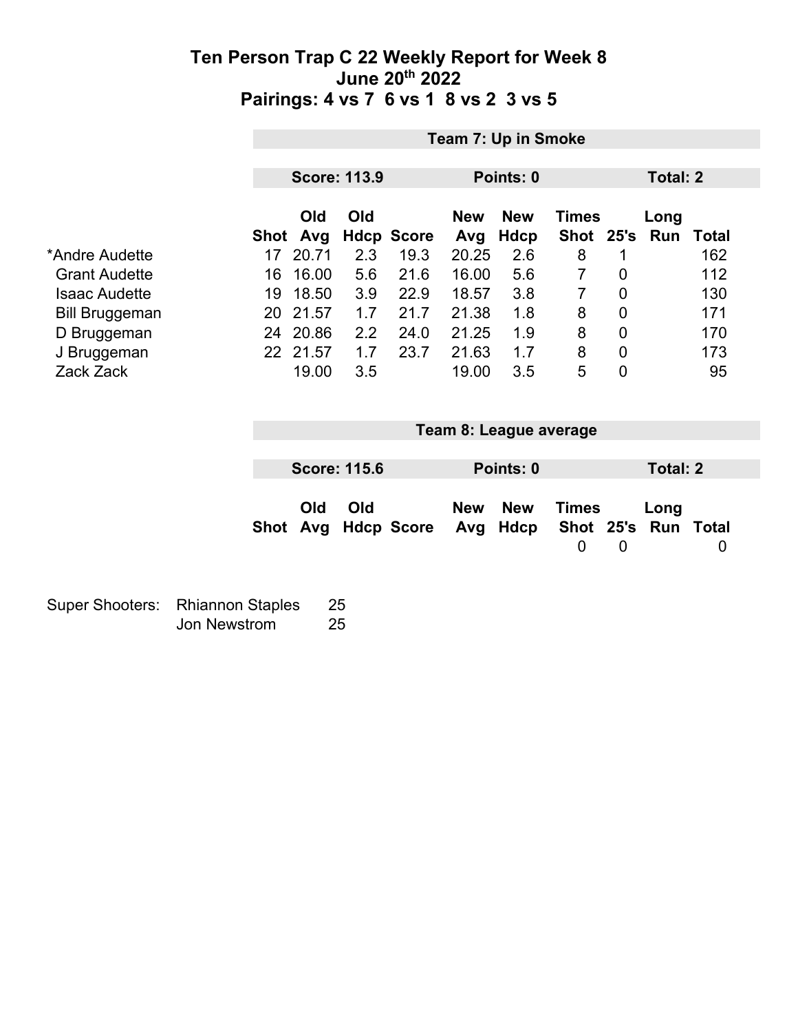# Ten Person Trap C 22 Weekly Report for Week 8
## June 20th 2022
## Pairings: 4 vs 7 6 vs 1 8 vs 2 3 vs 5

### Team 7: Up in Smoke

**Score: 113.9** | **Points: 0** | **Total: 2**

| | Shot | Old Avg | Old Hdcp | Score | New Avg | New Hdcp | Times Shot | 25's | Long Run | Total |
|---|---|---|---|---|---|---|---|---|---|---|
| *Andre Audette | 17 | 20.71 | 2.3 | 19.3 | 20.25 | 2.6 | 8 | 1 | | 162 |
| Grant Audette | 16 | 16.00 | 5.6 | 21.6 | 16.00 | 5.6 | 7 | 0 | | 112 |
| Isaac Audette | 19 | 18.50 | 3.9 | 22.9 | 18.57 | 3.8 | 7 | 0 | | 130 |
| Bill Bruggeman | 20 | 21.57 | 1.7 | 21.7 | 21.38 | 1.8 | 8 | 0 | | 171 |
| D Bruggeman | 24 | 20.86 | 2.2 | 24.0 | 21.25 | 1.9 | 8 | 0 | | 170 |
| J Bruggeman | 22 | 21.57 | 1.7 | 23.7 | 21.63 | 1.7 | 8 | 0 | | 173 |
| Zack Zack | | 19.00 | 3.5 | | 19.00 | 3.5 | 5 | 0 | | 95 |

### Team 8: League average

**Score: 115.6** | **Points: 0** | **Total: 2**

| | Shot | Old Avg | Old Hdcp | Score | New Avg | New Hdcp | Times Shot | 25's | Long Run | Total |
|---|---|---|---|---|---|---|---|---|---|---|
| | | | | | | | 0 | 0 | | 0 |

Super Shooters:

| | |
|---|---|
| Rhiannon Staples | 25 |
| Jon Newstrom | 25 |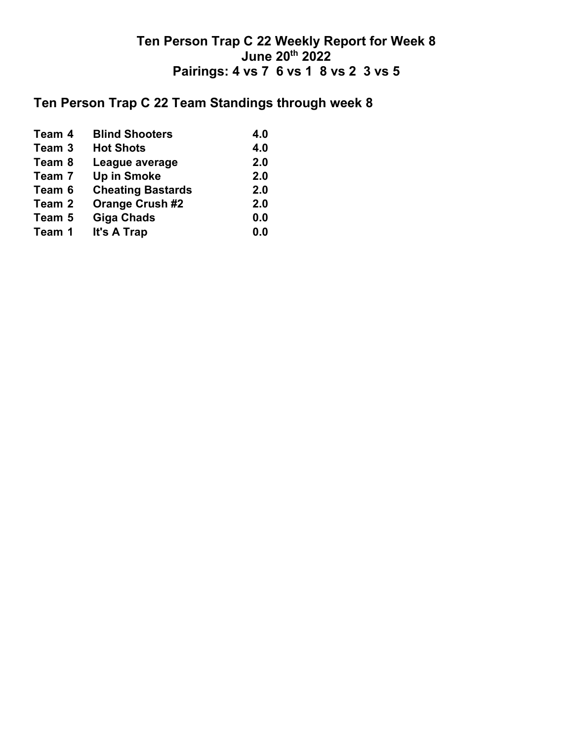# Ten Person Trap C 22 Weekly Report for Week 8
## June 20th 2022
## Pairings: 4 vs 7 6 vs 1 8 vs 2 3 vs 5

## Ten Person Trap C 22 Team Standings through week 8

| | | |
|---|---|---|
| **Team 4** | **Blind Shooters** | **4.0** |
| **Team 3** | **Hot Shots** | **4.0** |
| **Team 8** | **League average** | **2.0** |
| **Team 7** | **Up in Smoke** | **2.0** |
| **Team 6** | **Cheating Bastards** | **2.0** |
| **Team 2** | **Orange Crush #2** | **2.0** |
| **Team 5** | **Giga Chads** | **0.0** |
| **Team 1** | **It's A Trap** | **0.0** |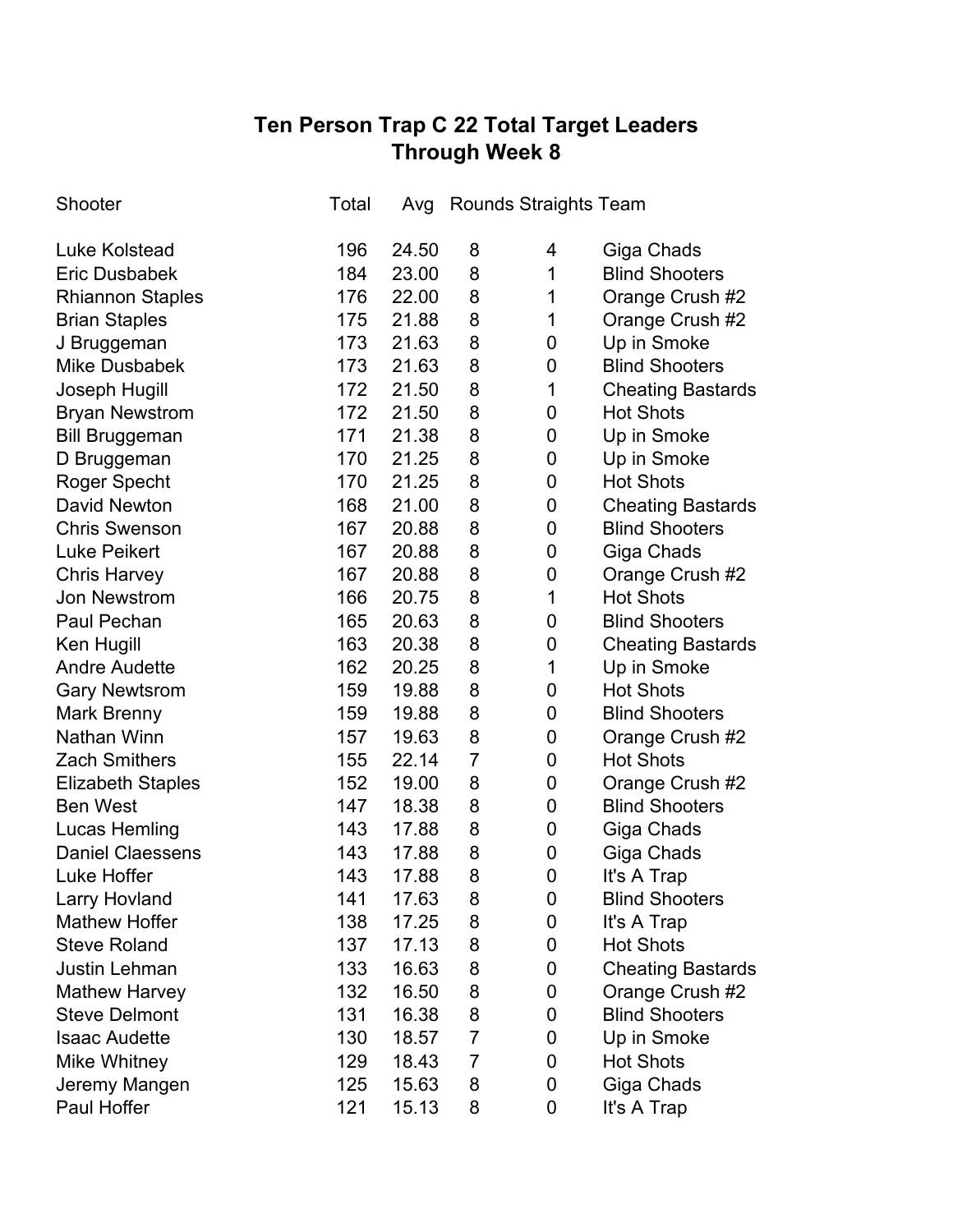# Ten Person Trap C 22 Total Target Leaders
## Through Week 8

| Shooter | Total | Avg | Rounds | Straights | Team |
|---|---|---|---|---|---|
| Luke Kolstead | 196 | 24.50 | 8 | 4 | Giga Chads |
| Eric Dusbabek | 184 | 23.00 | 8 | 1 | Blind Shooters |
| Rhiannon Staples | 176 | 22.00 | 8 | 1 | Orange Crush #2 |
| Brian Staples | 175 | 21.88 | 8 | 1 | Orange Crush #2 |
| J Bruggeman | 173 | 21.63 | 8 | 0 | Up in Smoke |
| Mike Dusbabek | 173 | 21.63 | 8 | 0 | Blind Shooters |
| Joseph Hugill | 172 | 21.50 | 8 | 1 | Cheating Bastards |
| Bryan Newstrom | 172 | 21.50 | 8 | 0 | Hot Shots |
| Bill Bruggeman | 171 | 21.38 | 8 | 0 | Up in Smoke |
| D Bruggeman | 170 | 21.25 | 8 | 0 | Up in Smoke |
| Roger Specht | 170 | 21.25 | 8 | 0 | Hot Shots |
| David Newton | 168 | 21.00 | 8 | 0 | Cheating Bastards |
| Chris Swenson | 167 | 20.88 | 8 | 0 | Blind Shooters |
| Luke Peikert | 167 | 20.88 | 8 | 0 | Giga Chads |
| Chris Harvey | 167 | 20.88 | 8 | 0 | Orange Crush #2 |
| Jon Newstrom | 166 | 20.75 | 8 | 1 | Hot Shots |
| Paul Pechan | 165 | 20.63 | 8 | 0 | Blind Shooters |
| Ken Hugill | 163 | 20.38 | 8 | 0 | Cheating Bastards |
| Andre Audette | 162 | 20.25 | 8 | 1 | Up in Smoke |
| Gary Newtsrom | 159 | 19.88 | 8 | 0 | Hot Shots |
| Mark Brenny | 159 | 19.88 | 8 | 0 | Blind Shooters |
| Nathan Winn | 157 | 19.63 | 8 | 0 | Orange Crush #2 |
| Zach Smithers | 155 | 22.14 | 7 | 0 | Hot Shots |
| Elizabeth Staples | 152 | 19.00 | 8 | 0 | Orange Crush #2 |
| Ben West | 147 | 18.38 | 8 | 0 | Blind Shooters |
| Lucas Hemling | 143 | 17.88 | 8 | 0 | Giga Chads |
| Daniel Claessens | 143 | 17.88 | 8 | 0 | Giga Chads |
| Luke Hoffer | 143 | 17.88 | 8 | 0 | It's A Trap |
| Larry Hovland | 141 | 17.63 | 8 | 0 | Blind Shooters |
| Mathew Hoffer | 138 | 17.25 | 8 | 0 | It's A Trap |
| Steve Roland | 137 | 17.13 | 8 | 0 | Hot Shots |
| Justin Lehman | 133 | 16.63 | 8 | 0 | Cheating Bastards |
| Mathew Harvey | 132 | 16.50 | 8 | 0 | Orange Crush #2 |
| Steve Delmont | 131 | 16.38 | 8 | 0 | Blind Shooters |
| Isaac Audette | 130 | 18.57 | 7 | 0 | Up in Smoke |
| Mike Whitney | 129 | 18.43 | 7 | 0 | Hot Shots |
| Jeremy Mangen | 125 | 15.63 | 8 | 0 | Giga Chads |
| Paul Hoffer | 121 | 15.13 | 8 | 0 | It's A Trap |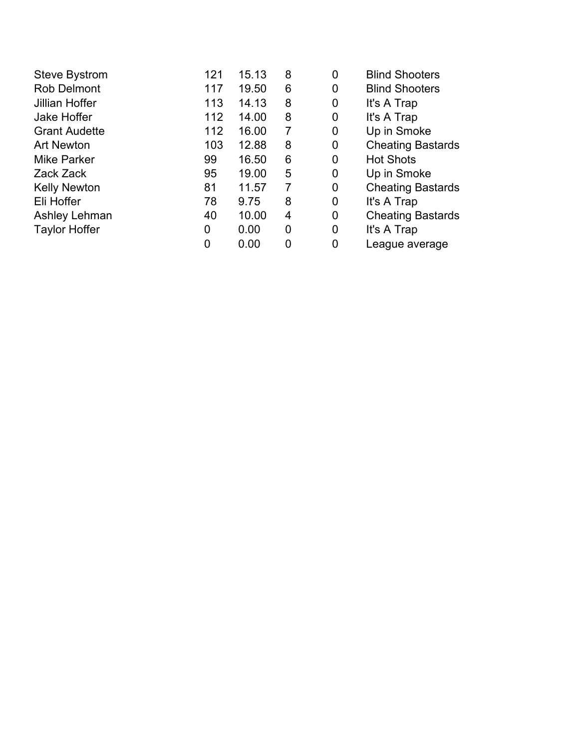| | | | | | |
|---|---|---|---|---|---|
| Steve Bystrom | 121 | 15.13 | 8 | 0 | Blind Shooters |
| Rob Delmont | 117 | 19.50 | 6 | 0 | Blind Shooters |
| Jillian Hoffer | 113 | 14.13 | 8 | 0 | It's A Trap |
| Jake Hoffer | 112 | 14.00 | 8 | 0 | It's A Trap |
| Grant Audette | 112 | 16.00 | 7 | 0 | Up in Smoke |
| Art Newton | 103 | 12.88 | 8 | 0 | Cheating Bastards |
| Mike Parker | 99 | 16.50 | 6 | 0 | Hot Shots |
| Zack Zack | 95 | 19.00 | 5 | 0 | Up in Smoke |
| Kelly Newton | 81 | 11.57 | 7 | 0 | Cheating Bastards |
| Eli Hoffer | 78 | 9.75 | 8 | 0 | It's A Trap |
| Ashley Lehman | 40 | 10.00 | 4 | 0 | Cheating Bastards |
| Taylor Hoffer | 0 | 0.00 | 0 | 0 | It's A Trap |
| | 0 | 0.00 | 0 | 0 | League average |